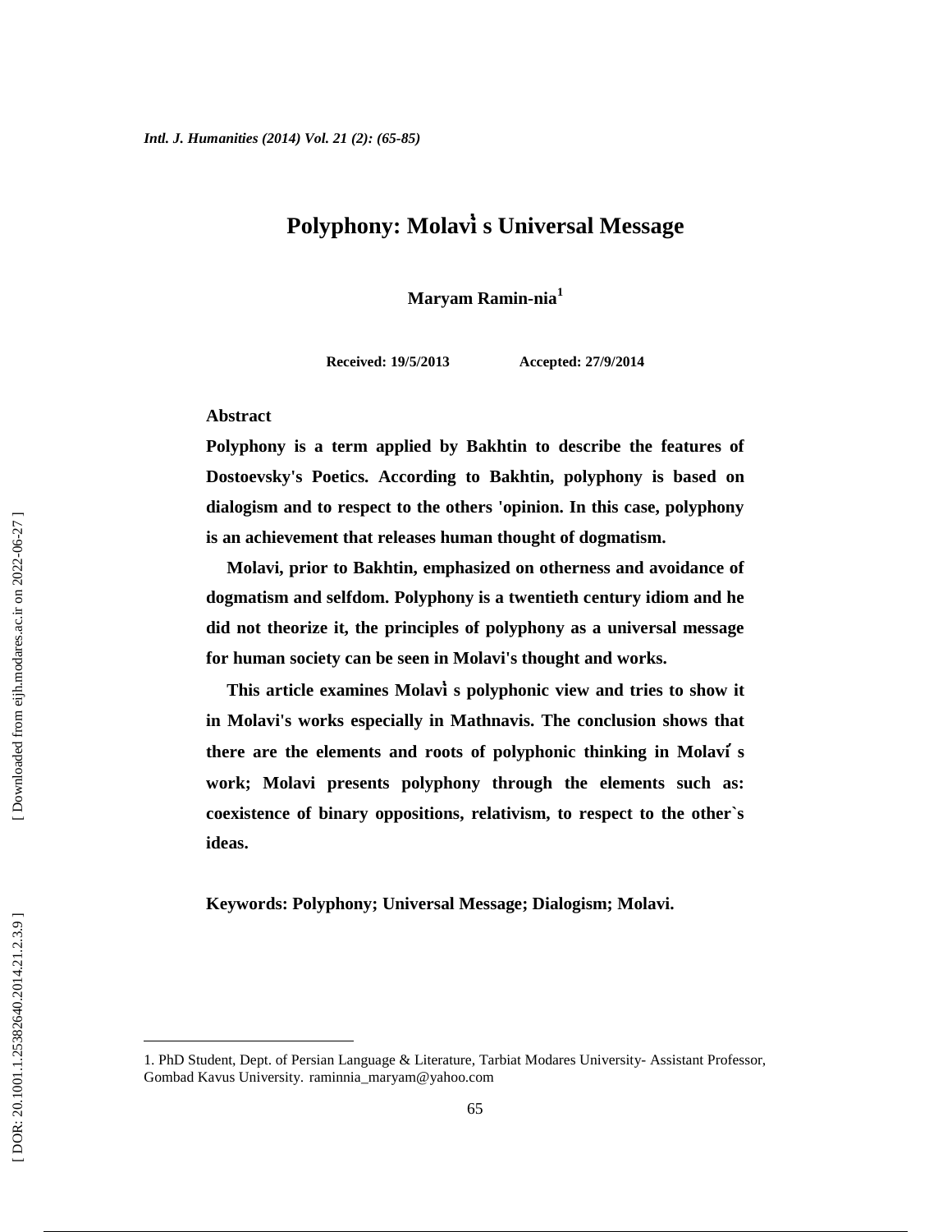# Polyphony: Molavi̍ s Universal Message

**Maryam Ramin-nia**[1]

**Received: 19/5/2013 Accepted: 27/9/2014**

## Abstract

**Polyphony is a term applied by Bakhtin to describe the features of Dostoevsky's Poetics. According to Bakhtin, polyphony is based on dialogism and to respect to the others 'opinion. In this case, polyphony is an achievement that releases human thought of dogmatism.**

**Molavi, prior to Bakhtin, emphasized on otherness and avoidance of dogmatism and selfdom. Polyphony is a twentieth century idiom and he did not theorize it, the principles of polyphony as a universal message for human society can be seen in Molavi's thought and works.**

**This article examines Molavi̍ s polyphonic view and tries to show it in Molavi's works especially in Mathnavis. The conclusion shows that there are the elements and roots of polyphonic thinking in Molavi ́s work; Molavi presents polyphony through the elements such as: coexistence of binary oppositions, relativism, to respect to the other`s ideas.**

**Keywords: Polyphony; Universal Message; Dialogism; Molavi.**

---

1. PhD Student, Dept. of Persian Language & Literature, Tarbiat Modares University- Assistant Professor, Gombad Kavus University. raminnia_maryam@yahoo.com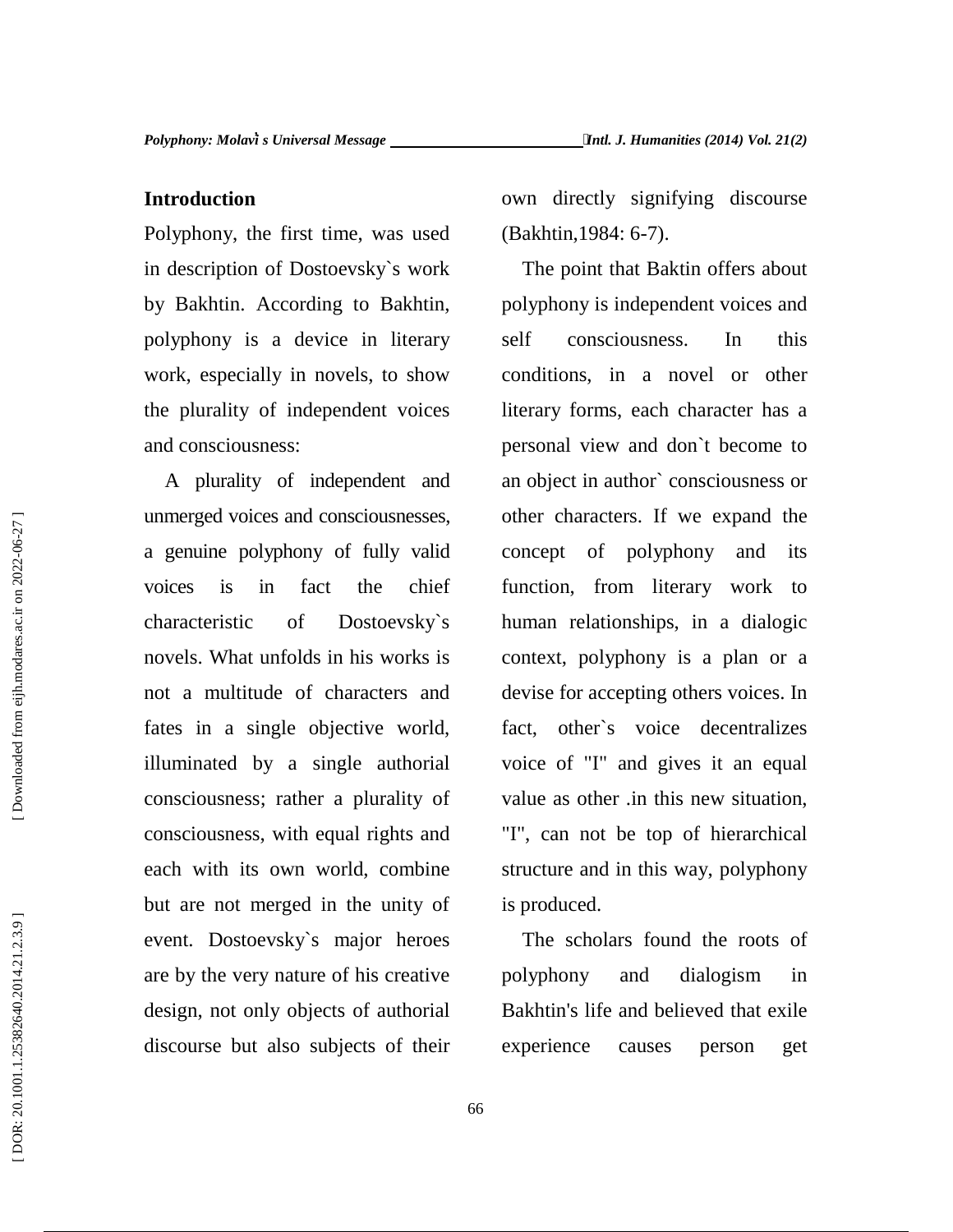## Introduction

Polyphony, the first time, was used in description of Dostoevsky`s work by Bakhtin. According to Bakhtin, polyphony is a device in literary work, especially in novels, to show the plurality of independent voices and consciousness:

A plurality of independent and unmerged voices and consciousnesses, a genuine polyphony of fully valid voices is in fact the chief characteristic of Dostoevsky`s novels. What unfolds in his works is not a multitude of characters and fates in a single objective world, illuminated by a single authorial consciousness; rather a plurality of consciousness, with equal rights and each with its own world, combine but are not merged in the unity of event. Dostoevsky`s major heroes are by the very nature of his creative design, not only objects of authorial discourse but also subjects of their own directly signifying discourse (Bakhtin,1984: 6-7).

The point that Baktin offers about polyphony is independent voices and self consciousness. In this conditions, in a novel or other literary forms, each character has a personal view and don`t become to an object in author` consciousness or other characters. If we expand the concept of polyphony and its function, from literary work to human relationships, in a dialogic context, polyphony is a plan or a devise for accepting others voices. In fact, other`s voice decentralizes voice of "I" and gives it an equal value as other .in this new situation, "I", can not be top of hierarchical structure and in this way, polyphony is produced.

The scholars found the roots of polyphony and dialogism in Bakhtin's life and believed that exile experience causes person get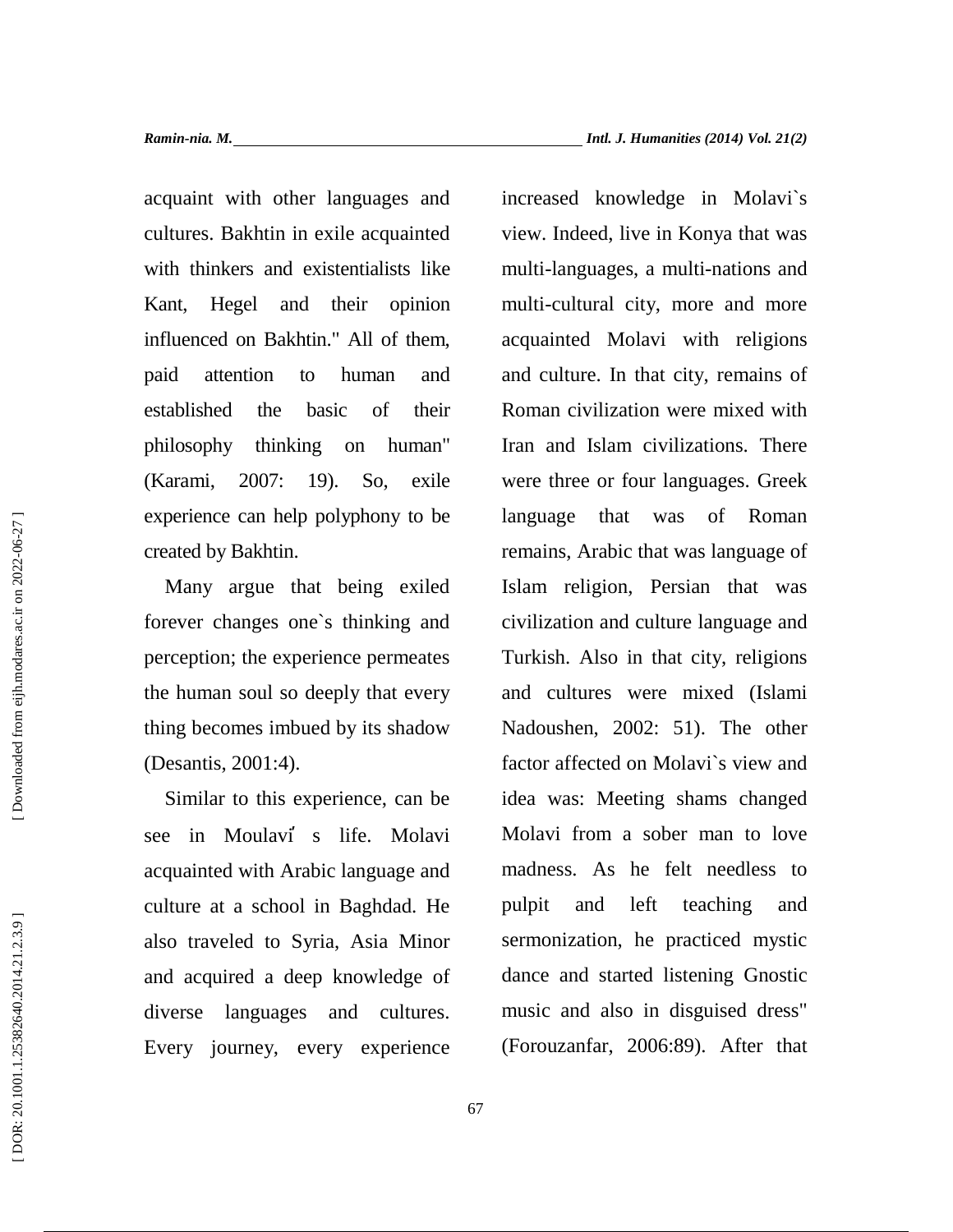acquaint with other languages and cultures. Bakhtin in exile acquainted with thinkers and existentialists like Kant, Hegel and their opinion influenced on Bakhtin." All of them, paid attention to human and established the basic of their philosophy thinking on human" (Karami, 2007: 19). So, exile experience can help polyphony to be created by Bakhtin.

Many argue that being exiled forever changes one`s thinking and perception; the experience permeates the human soul so deeply that every thing becomes imbued by its shadow (Desantis, 2001:4).

Similar to this experience, can be see in Moulaviʹ s life. Molavi acquainted with Arabic language and culture at a school in Baghdad. He also traveled to Syria, Asia Minor and acquired a deep knowledge of diverse languages and cultures. Every journey, every experience increased knowledge in Molavi`s view. Indeed, live in Konya that was multi-languages, a multi-nations and multi-cultural city, more and more acquainted Molavi with religions and culture. In that city, remains of Roman civilization were mixed with Iran and Islam civilizations. There were three or four languages. Greek language that was of Roman remains, Arabic that was language of Islam religion, Persian that was civilization and culture language and Turkish. Also in that city, religions and cultures were mixed (Islami Nadoushen, 2002: 51). The other factor affected on Molavi`s view and idea was: Meeting shams changed Molavi from a sober man to love madness. As he felt needless to pulpit and left teaching and sermonization, he practiced mystic dance and started listening Gnostic music and also in disguised dress" (Forouzanfar, 2006:89). After that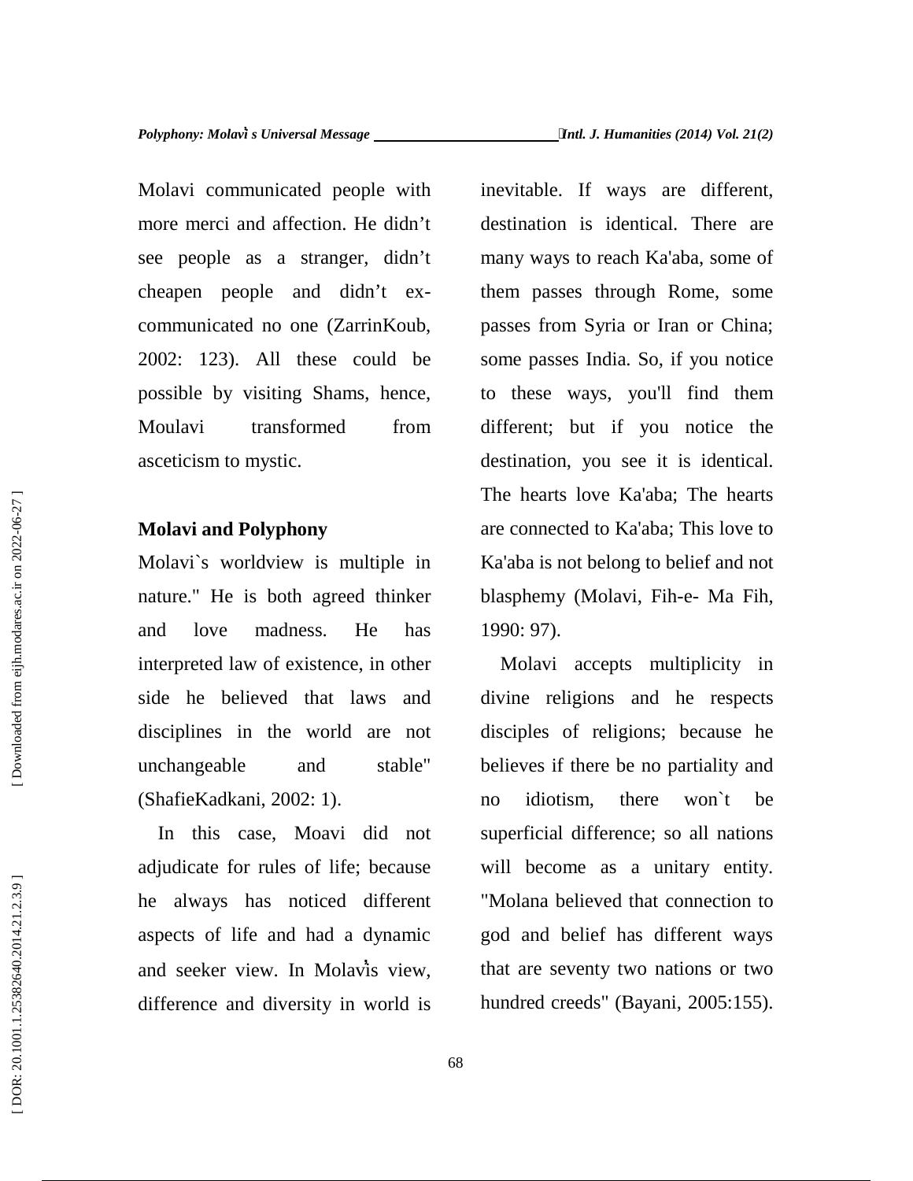Molavi communicated people with more merci and affection. He didn't see people as a stranger, didn't cheapen people and didn't ex-communicated no one (ZarrinKoub, 2002: 123). All these could be possible by visiting Shams, hence, Moulavi transformed from asceticism to mystic.

## Molavi and Polyphony

Molavi`s worldview is multiple in nature." He is both agreed thinker and love madness. He has interpreted law of existence, in other side he believed that laws and disciplines in the world are not unchangeable and stable" (ShafieKadkani, 2002: 1).

In this case, Moavi did not adjudicate for rules of life; because he always has noticed different aspects of life and had a dynamic and seeker view. In Molavi's view, difference and diversity in world is inevitable. If ways are different, destination is identical. There are many ways to reach Ka'aba, some of them passes through Rome, some passes from Syria or Iran or China; some passes India. So, if you notice to these ways, you'll find them different; but if you notice the destination, you see it is identical. The hearts love Ka'aba; The hearts are connected to Ka'aba; This love to Ka'aba is not belong to belief and not blasphemy (Molavi, Fih-e- Ma Fih, 1990: 97).

Molavi accepts multiplicity in divine religions and he respects disciples of religions; because he believes if there be no partiality and no idiotism, there won`t be superficial difference; so all nations will become as a unitary entity. "Molana believed that connection to god and belief has different ways that are seventy two nations or two hundred creeds" (Bayani, 2005:155).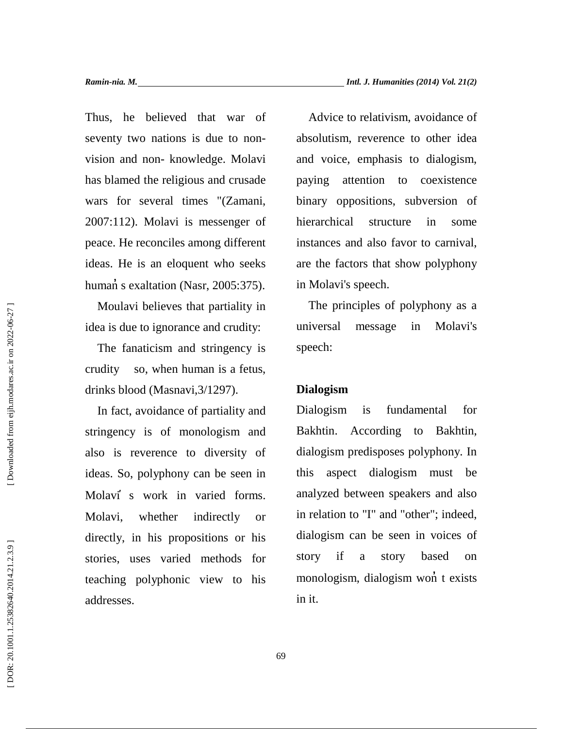Thus, he believed that war of seventy two nations is due to non-vision and non- knowledge. Molavi has blamed the religious and crusade wars for several times "(Zamani, 2007:112). Molavi is messenger of peace. He reconciles among different ideas. He is an eloquent who seeks human̓ s exaltation (Nasr, 2005:375).

Moulavi believes that partiality in idea is due to ignorance and crudity:

The fanaticism and stringency is crudity  so, when human is a fetus, drinks blood (Masnavi,3/1297).

In fact, avoidance of partiality and stringency is of monologism and also is reverence to diversity of ideas. So, polyphony can be seen in Molavi̕ s work in varied forms. Molavi, whether indirectly or directly, in his propositions or his stories, uses varied methods for teaching polyphonic view to his addresses.

Advice to relativism, avoidance of absolutism, reverence to other idea and voice, emphasis to dialogism, paying attention to coexistence binary oppositions, subversion of hierarchical structure in some instances and also favor to carnival, are the factors that show polyphony in Molavi's speech.

The principles of polyphony as a universal message in Molavi's speech:

**Dialogism**

Dialogism is fundamental for Bakhtin. According to Bakhtin, dialogism predisposes polyphony. In this aspect dialogism must be analyzed between speakers and also in relation to "I" and "other"; indeed, dialogism can be seen in voices of story if a story based on monologism, dialogism won̓ t exists in it.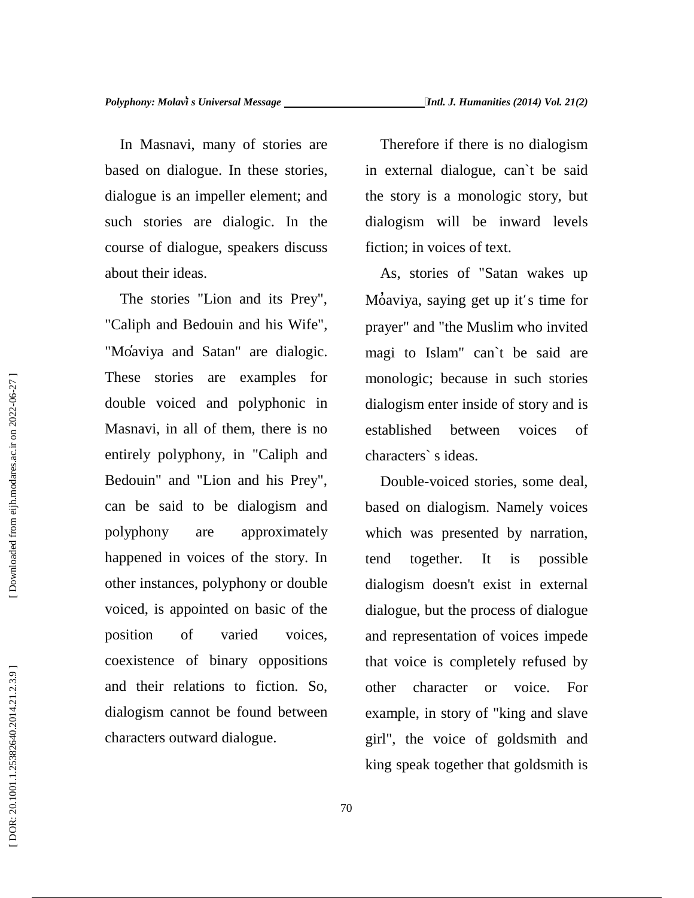In Masnavi, many of stories are based on dialogue. In these stories, dialogue is an impeller element; and such stories are dialogic. In the course of dialogue, speakers discuss about their ideas.

The stories "Lion and its Prey", "Caliph and Bedouin and his Wife", "Moׄaviya and Satan" are dialogic. These stories are examples for double voiced and polyphonic in Masnavi, in all of them, there is no entirely polyphony, in "Caliph and Bedouin" and "Lion and his Prey", can be said to be dialogism and polyphony are approximately happened in voices of the story. In other instances, polyphony or double voiced, is appointed on basic of the position of varied voices, coexistence of binary oppositions and their relations to fiction. So, dialogism cannot be found between characters outward dialogue.

Therefore if there is no dialogism in external dialogue, can`t be said the story is a monologic story, but dialogism will be inward levels fiction; in voices of text.

As, stories of "Satan wakes up Moׄaviya, saying get up it′s time for prayer" and "the Muslim who invited magi to Islam" can`t be said are monologic; because in such stories dialogism enter inside of story and is established between voices of characters` s ideas.

Double-voiced stories, some deal, based on dialogism. Namely voices which was presented by narration, tend together. It is possible dialogism doesn't exist in external dialogue, but the process of dialogue and representation of voices impede that voice is completely refused by other character or voice. For example, in story of "king and slave girl", the voice of goldsmith and king speak together that goldsmith is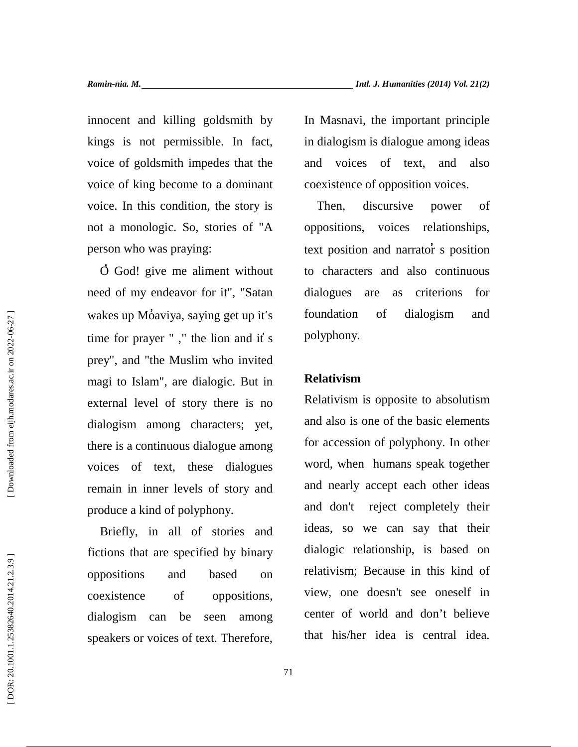innocent and killing goldsmith by kings is not permissible. In fact, voice of goldsmith impedes that the voice of king become to a dominant voice. In this condition, the story is not a monologic. So, stories of "A person who was praying:

Ỏ God! give me aliment without need of my endeavor for it", "Satan wakes up Mỏaviya, saying get up it′s time for prayer " ," the lion and it′ s prey", and "the Muslim who invited magi to Islam", are dialogic. But in external level of story there is no dialogism among characters; yet, there is a continuous dialogue among voices of text, these dialogues remain in inner levels of story and produce a kind of polyphony.

Briefly, in all of stories and fictions that are specified by binary oppositions and based on coexistence of oppositions, dialogism can be seen among speakers or voices of text. Therefore, In Masnavi, the important principle in dialogism is dialogue among ideas and voices of text, and also coexistence of opposition voices.

Then, discursive power of oppositions, voices relationships, text position and narrator̓ s position to characters and also continuous dialogues are as criterions for foundation of dialogism and polyphony.

**Relativism**

Relativism is opposite to absolutism and also is one of the basic elements for accession of polyphony. In other word, when humans speak together and nearly accept each other ideas and don't reject completely their ideas, so we can say that their dialogic relationship, is based on relativism; Because in this kind of view, one doesn't see oneself in center of world and don't believe that his/her idea is central idea.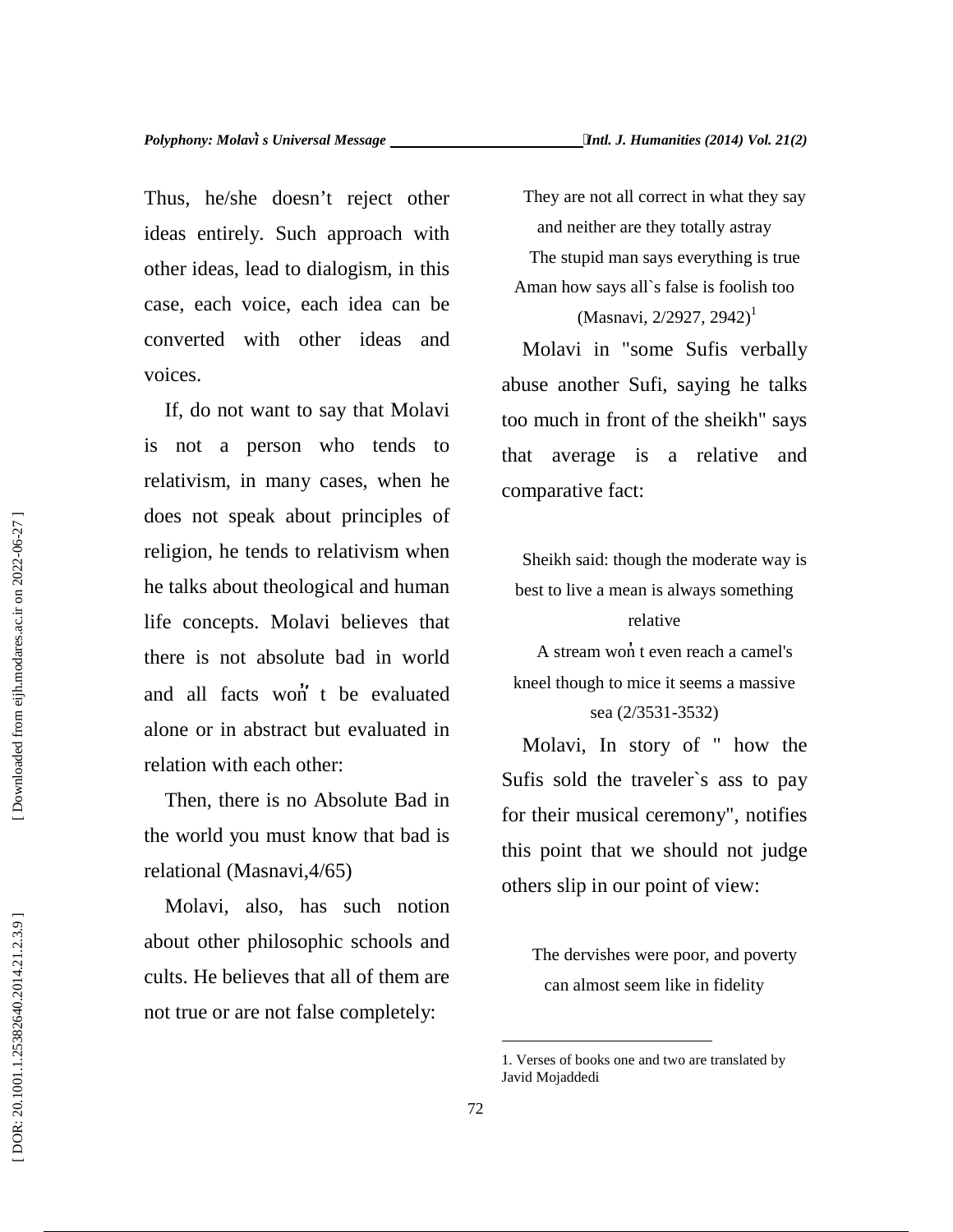Thus, he/she doesn't reject other ideas entirely. Such approach with other ideas, lead to dialogism, in this case, each voice, each idea can be converted with other ideas and voices.

If, do not want to say that Molavi is not a person who tends to relativism, in many cases, when he does not speak about principles of religion, he tends to relativism when he talks about theological and human life concepts. Molavi believes that there is not absolute bad in world and all facts won't be evaluated alone or in abstract but evaluated in relation with each other:

Then, there is no Absolute Bad in the world you must know that bad is relational (Masnavi,4/65)

Molavi, also, has such notion about other philosophic schools and cults. He believes that all of them are not true or are not false completely:

> They are not all correct in what they say
> and neither are they totally astray
> The stupid man says everything is true
> Aman how says all`s false is foolish too
> (Masnavi, 2/2927, 2942)[1]

Molavi in "some Sufis verbally abuse another Sufi, saying he talks too much in front of the sheikh" says that average is a relative and comparative fact:

> Sheikh said: though the moderate way is best to live a mean is always something relative
> A stream won't even reach a camel's kneel though to mice it seems a massive sea (2/3531-3532)

Molavi, In story of " how the Sufis sold the traveler`s ass to pay for their musical ceremony", notifies this point that we should not judge others slip in our point of view:

> The dervishes were poor, and poverty
> can almost seem like in fidelity

1. Verses of books one and two are translated by Javid Mojaddedi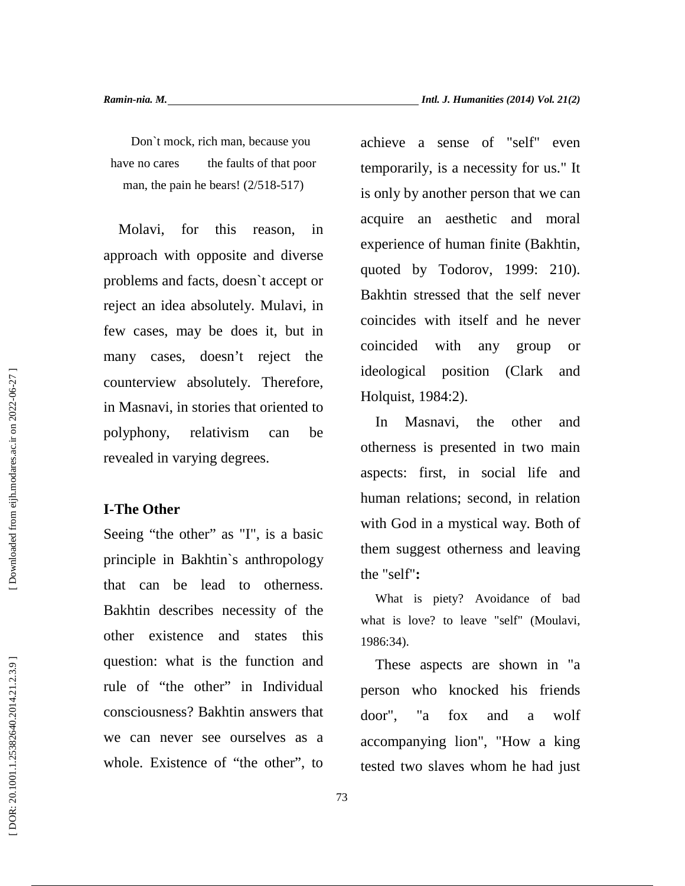Don`t mock, rich man, because you have no cares the faults of that poor man, the pain he bears! (2/518-517)

Molavi, for this reason, in approach with opposite and diverse problems and facts, doesn`t accept or reject an idea absolutely. Mulavi, in few cases, may be does it, but in many cases, doesn't reject the counterview absolutely. Therefore, in Masnavi, in stories that oriented to polyphony, relativism can be revealed in varying degrees.

## I-The Other

Seeing "the other" as "I", is a basic principle in Bakhtin`s anthropology that can be lead to otherness. Bakhtin describes necessity of the other existence and states this question: what is the function and rule of "the other" in Individual consciousness? Bakhtin answers that we can never see ourselves as a whole. Existence of "the other", to achieve a sense of "self" even temporarily, is a necessity for us." It is only by another person that we can acquire an aesthetic and moral experience of human finite (Bakhtin, quoted by Todorov, 1999: 210). Bakhtin stressed that the self never coincides with itself and he never coincided with any group or ideological position (Clark and Holquist, 1984:2).

In Masnavi, the other and otherness is presented in two main aspects: first, in social life and human relations; second, in relation with God in a mystical way. Both of them suggest otherness and leaving the "self"**:**

What is piety? Avoidance of bad what is love? to leave "self" (Moulavi, 1986:34).

These aspects are shown in "a person who knocked his friends door", "a fox and a wolf accompanying lion", "How a king tested two slaves whom he had just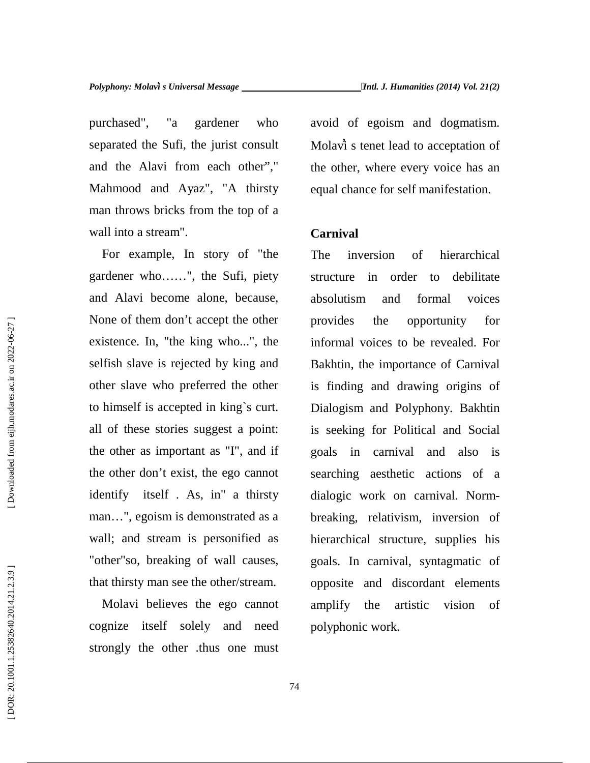purchased", "a gardener who separated the Sufi, the jurist consult and the Alavi from each other”," Mahmood and Ayaz", "A thirsty man throws bricks from the top of a wall into a stream".

For example, In story of "the gardener who……", the Sufi, piety and Alavi become alone, because, None of them don’t accept the other existence. In, "the king who...", the selfish slave is rejected by king and other slave who preferred the other to himself is accepted in king`s curt. all of these stories suggest a point: the other as important as "I", and if the other don’t exist, the ego cannot identify itself . As, in" a thirsty man…", egoism is demonstrated as a wall; and stream is personified as "other"so, breaking of wall causes, that thirsty man see the other/stream.

Molavi believes the ego cannot cognize itself solely and need strongly the other .thus one must avoid of egoism and dogmatism. Molavi s tenet lead to acceptation of the other, where every voice has an equal chance for self manifestation.

**Carnival**

The inversion of hierarchical structure in order to debilitate absolutism and formal voices provides the opportunity for informal voices to be revealed. For Bakhtin, the importance of Carnival is finding and drawing origins of Dialogism and Polyphony. Bakhtin is seeking for Political and Social goals in carnival and also is searching aesthetic actions of a dialogic work on carnival. Norm-breaking, relativism, inversion of hierarchical structure, supplies his goals. In carnival, syntagmatic of opposite and discordant elements amplify the artistic vision of polyphonic work.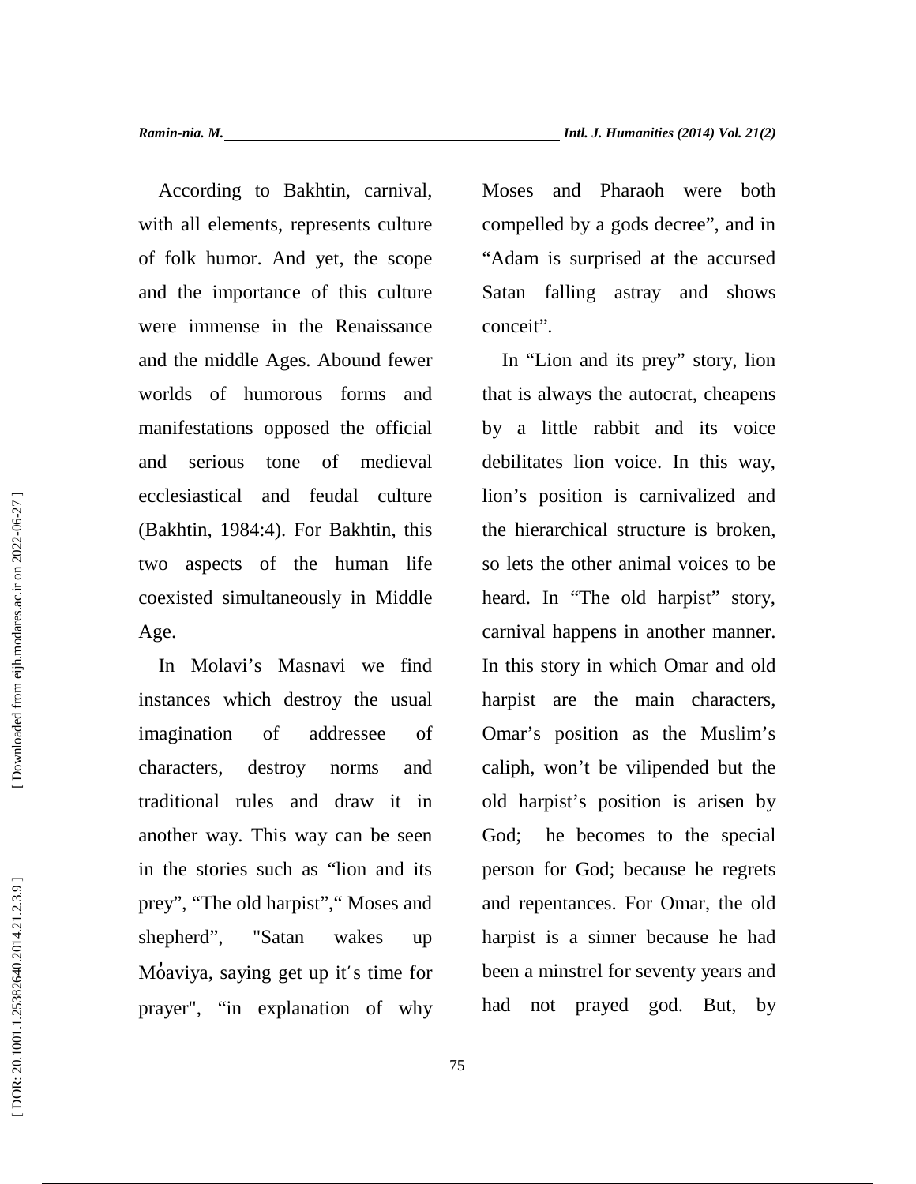According to Bakhtin, carnival, with all elements, represents culture of folk humor. And yet, the scope and the importance of this culture were immense in the Renaissance and the middle Ages. Abound fewer worlds of humorous forms and manifestations opposed the official and serious tone of medieval ecclesiastical and feudal culture (Bakhtin, 1984:4). For Bakhtin, this two aspects of the human life coexisted simultaneously in Middle Age.

In Molavi's Masnavi we find instances which destroy the usual imagination of addressee of characters, destroy norms and traditional rules and draw it in another way. This way can be seen in the stories such as "lion and its prey", "The old harpist"," Moses and shepherd", "Satan wakes up Moaviya, saying get up it′s time for prayer", "in explanation of why Moses and Pharaoh were both compelled by a gods decree", and in "Adam is surprised at the accursed Satan falling astray and shows conceit".

In "Lion and its prey" story, lion that is always the autocrat, cheapens by a little rabbit and its voice debilitates lion voice. In this way, lion's position is carnivalized and the hierarchical structure is broken, so lets the other animal voices to be heard. In "The old harpist" story, carnival happens in another manner. In this story in which Omar and old harpist are the main characters, Omar's position as the Muslim's caliph, won't be vilipended but the old harpist's position is arisen by God; he becomes to the special person for God; because he regrets and repentances. For Omar, the old harpist is a sinner because he had been a minstrel for seventy years and had not prayed god. But, by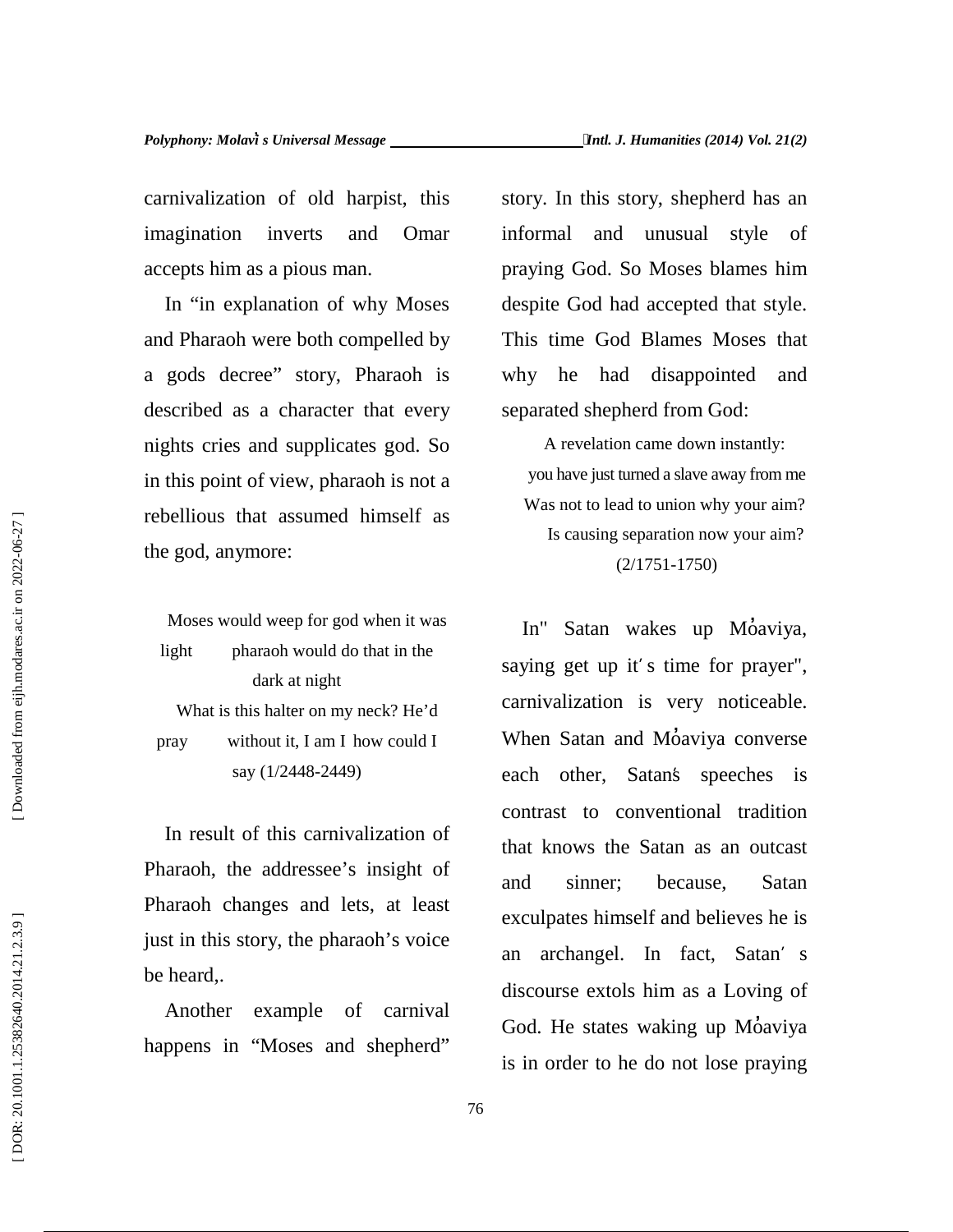carnivalization of old harpist, this imagination inverts and Omar accepts him as a pious man.

In "in explanation of why Moses and Pharaoh were both compelled by a gods decree" story, Pharaoh is described as a character that every nights cries and supplicates god. So in this point of view, pharaoh is not a rebellious that assumed himself as the god, anymore:

> Moses would weep for god when it was light pharaoh would do that in the dark at night
> What is this halter on my neck? He'd pray without it, I am I how could I say (1/2448-2449)

In result of this carnivalization of Pharaoh, the addressee's insight of Pharaoh changes and lets, at least just in this story, the pharaoh's voice be heard,.

Another example of carnival happens in "Moses and shepherd" story. In this story, shepherd has an informal and unusual style of praying God. So Moses blames him despite God had accepted that style. This time God Blames Moses that why he had disappointed and separated shepherd from God:

> A revelation came down instantly:
> you have just turned a slave away from me
> Was not to lead to union why your aim?
> Is causing separation now your aim?
> (2/1751-1750)

In" Satan wakes up Mo̓aviya, saying get up it′ s time for prayer", carnivalization is very noticeable. When Satan and Mo̓aviya converse each other, Satan̓s speeches is contrast to conventional tradition that knows the Satan as an outcast and sinner; because, Satan exculpates himself and believes he is an archangel. In fact, Satan′ s discourse extols him as a Loving of God. He states waking up Mo̓aviya is in order to he do not lose praying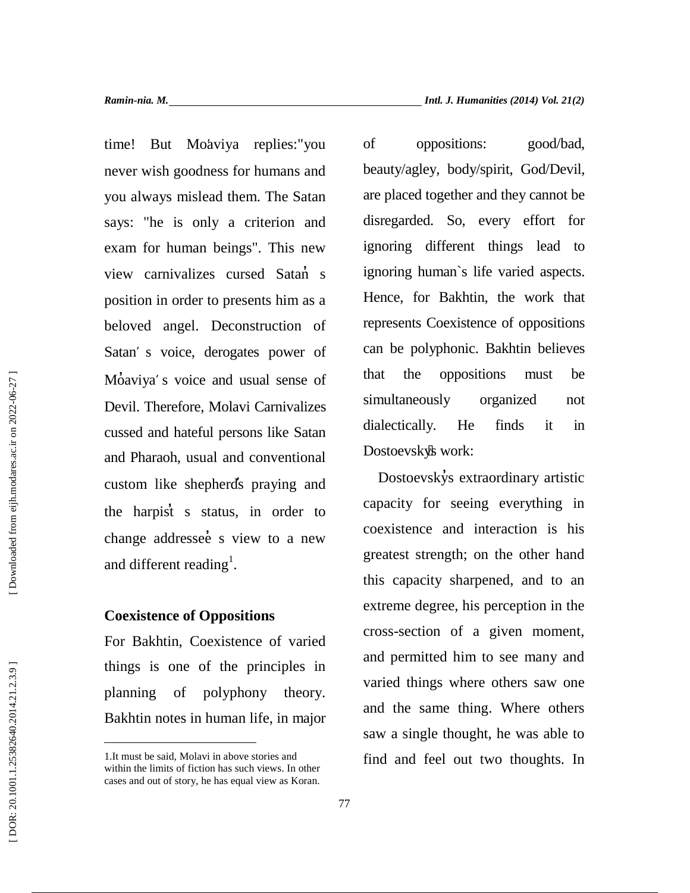time! But Moaviya replies:"you never wish goodness for humans and you always mislead them. The Satan says: "he is only a criterion and exam for human beings". This new view carnivalizes cursed Satan s position in order to presents him as a beloved angel. Deconstruction of Satan′ s voice, derogates power of Moaviya′ s voice and usual sense of Devil. Therefore, Molavi Carnivalizes cussed and hateful persons like Satan and Pharaoh, usual and conventional custom like shepherds praying and the harpist s status, in order to change addressee s view to a new and different reading[1].

## Coexistence of Oppositions

For Bakhtin, Coexistence of varied things is one of the principles in planning of polyphony theory. Bakhtin notes in human life, in major of oppositions: good/bad, beauty/agley, body/spirit, God/Devil, are placed together and they cannot be disregarded. So, every effort for ignoring different things lead to ignoring human`s life varied aspects. Hence, for Bakhtin, the work that represents Coexistence of oppositions can be polyphonic. Bakhtin believes that the oppositions must be simultaneously organized not dialectically. He finds it in Dostoevskys work:

Dostoevskys extraordinary artistic capacity for seeing everything in coexistence and interaction is his greatest strength; on the other hand this capacity sharpened, and to an extreme degree, his perception in the cross-section of a given moment, and permitted him to see many and varied things where others saw one and the same thing. Where others saw a single thought, he was able to find and feel out two thoughts. In

1.It must be said, Molavi in above stories and within the limits of fiction has such views. In other cases and out of story, he has equal view as Koran.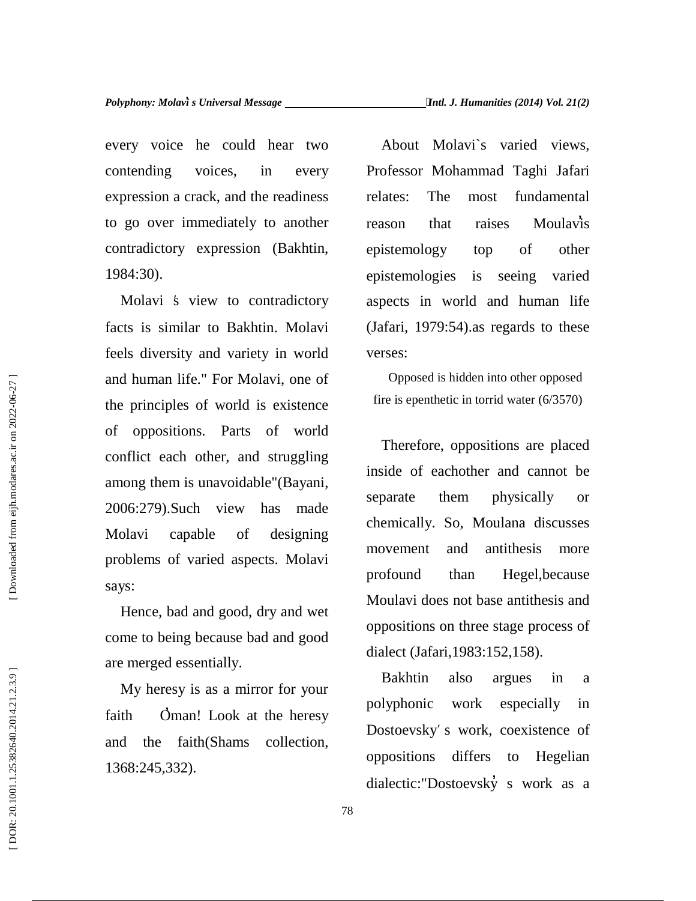every voice he could hear two contending voices, in every expression a crack, and the readiness to go over immediately to another contradictory expression (Bakhtin, 1984:30).

Molavi ̍s view to contradictory facts is similar to Bakhtin. Molavi feels diversity and variety in world and human life." For Molavi, one of the principles of world is existence of oppositions. Parts of world conflict each other, and struggling among them is unavoidable"(Bayani, 2006:279).Such view has made Molavi capable of designing problems of varied aspects. Molavi says:

Hence, bad and good, dry and wet come to being because bad and good are merged essentially.

My heresy is as a mirror for your faith O̓man! Look at the heresy and the faith(Shams collection, 1368:245,332).

About Molavi`s varied views, Professor Mohammad Taghi Jafari relates: The most fundamental reason that raises Moulavi̓ s epistemology top of other epistemologies is seeing varied aspects in world and human life (Jafari, 1979:54).as regards to these verses:

Opposed is hidden into other opposed
fire is epenthetic in torrid water (6/3570)

Therefore, oppositions are placed inside of eachother and cannot be separate them physically or chemically. So, Moulana discusses movement and antithesis more profound than Hegel,because Moulavi does not base antithesis and oppositions on three stage process of dialect (Jafari,1983:152,158).

Bakhtin also argues in a polyphonic work especially in Dostoevsky′ s work, coexistence of oppositions differs to Hegelian dialectic:"Dostoevsky̓ s work as a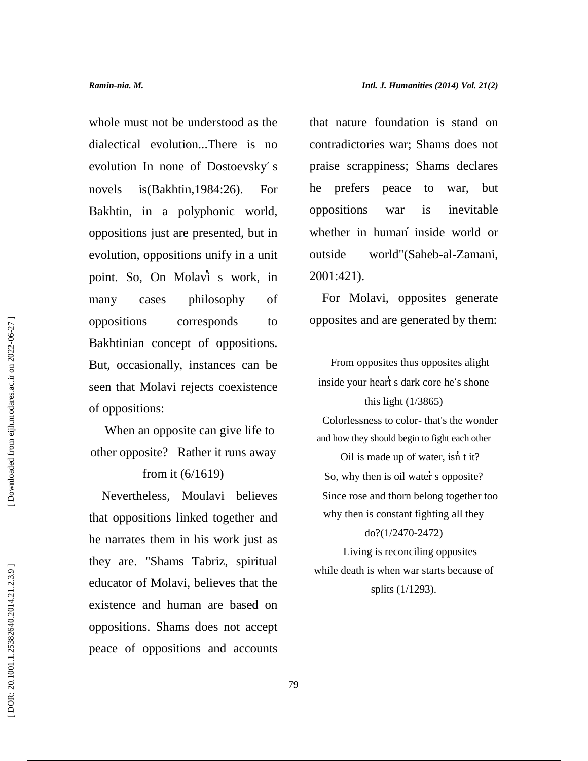whole must not be understood as the dialectical evolution...There is no evolution In none of Dostoevsky′ s novels is(Bakhtin,1984:26). For Bakhtin, in a polyphonic world, oppositions just are presented, but in evolution, oppositions unify in a unit point. So, On Molavi̓ s work, in many cases philosophy of oppositions corresponds to Bakhtinian concept of oppositions. But, occasionally, instances can be seen that Molavi rejects coexistence of oppositions:

When an opposite can give life to other opposite? Rather it runs away from it (6/1619)

Nevertheless, Moulavi believes that oppositions linked together and he narrates them in his work just as they are. "Shams Tabriz, spiritual educator of Molavi, believes that the existence and human are based on oppositions. Shams does not accept peace of oppositions and accounts that nature foundation is stand on contradictories war; Shams does not praise scrappiness; Shams declares he prefers peace to war, but oppositions war is inevitable whether in human′ inside world or outside world"(Saheb-al-Zamani, 2001:421).

For Molavi, opposites generate opposites and are generated by them:

From opposites thus opposites alight  
inside your hear̓t s dark core he′s shone this light (1/3865)  
Colorlessness to color- that's the wonder  
and how they should begin to fight each other  
Oil is made up of water, isn̓ t it?  
So, why then is oil wate̓r s opposite?  
Since rose and thorn belong together too  
why then is constant fighting all they do?(1/2470-2472)  
Living is reconciling opposites  
while death is when war starts because of splits (1/1293).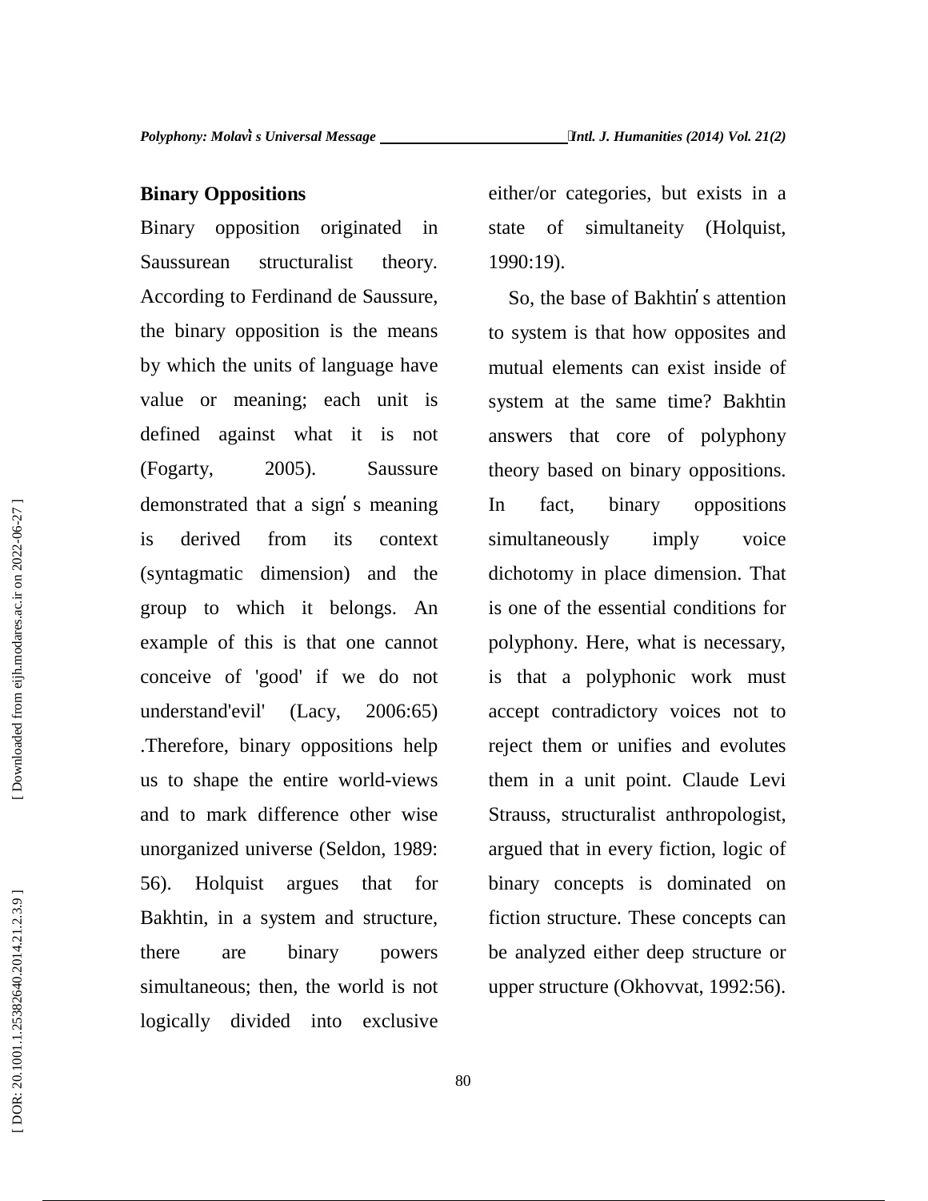## Binary Oppositions

Binary opposition originated in Saussurean structuralist theory. According to Ferdinand de Saussure, the binary opposition is the means by which the units of language have value or meaning; each unit is defined against what it is not (Fogarty, 2005). Saussure demonstrated that a sign's meaning is derived from its context (syntagmatic dimension) and the group to which it belongs. An example of this is that one cannot conceive of 'good' if we do not understand'evil' (Lacy, 2006:65) .Therefore, binary oppositions help us to shape the entire world-views and to mark difference other wise unorganized universe (Seldon, 1989: 56). Holquist argues that for Bakhtin, in a system and structure, there are binary powers simultaneous; then, the world is not logically divided into exclusive either/or categories, but exists in a state of simultaneity (Holquist, 1990:19).

So, the base of Bakhtin's attention to system is that how opposites and mutual elements can exist inside of system at the same time? Bakhtin answers that core of polyphony theory based on binary oppositions. In fact, binary oppositions simultaneously imply voice dichotomy in place dimension. That is one of the essential conditions for polyphony. Here, what is necessary, is that a polyphonic work must accept contradictory voices not to reject them or unifies and evolutes them in a unit point. Claude Levi Strauss, structuralist anthropologist, argued that in every fiction, logic of binary concepts is dominated on fiction structure. These concepts can be analyzed either deep structure or upper structure (Okhovvat, 1992:56).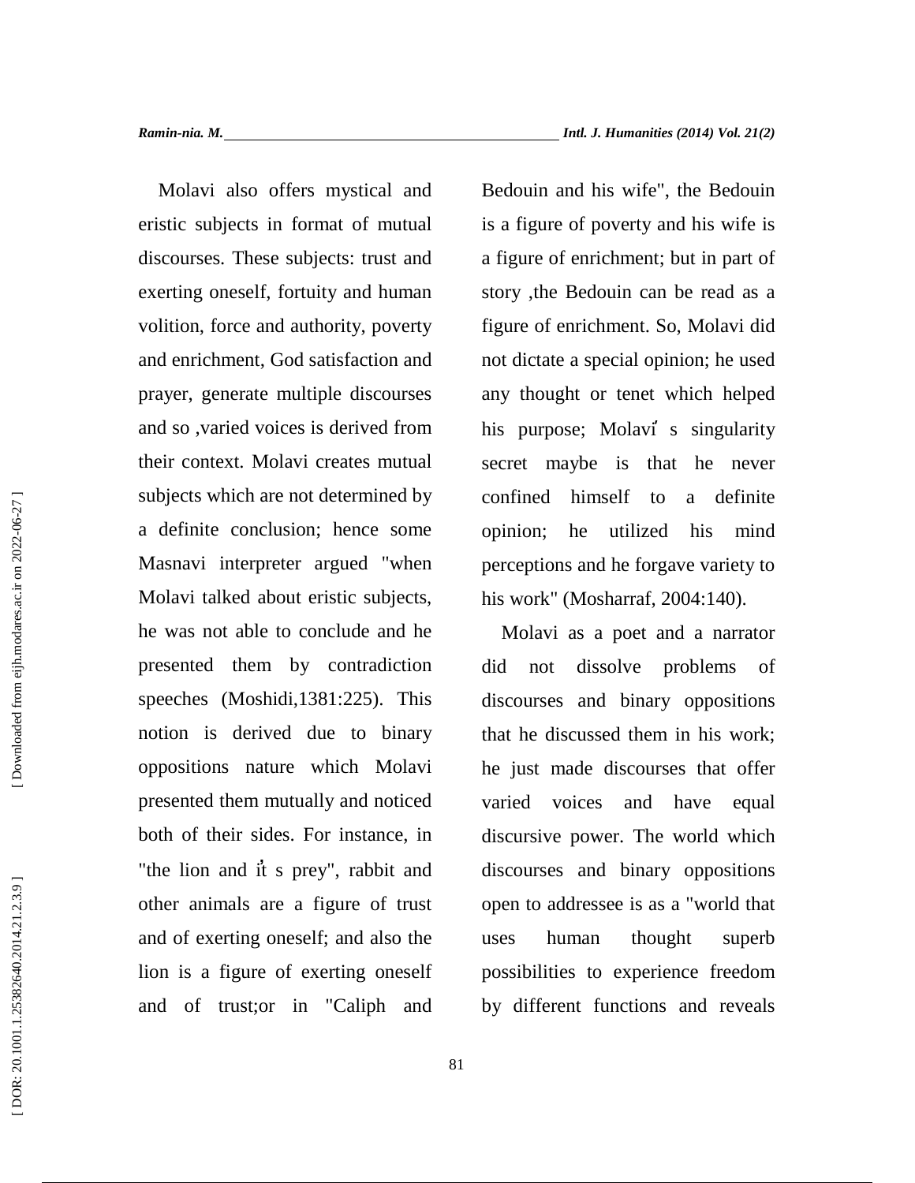Molavi also offers mystical and eristic subjects in format of mutual discourses. These subjects: trust and exerting oneself, fortuity and human volition, force and authority, poverty and enrichment, God satisfaction and prayer, generate multiple discourses and so ,varied voices is derived from their context. Molavi creates mutual subjects which are not determined by a definite conclusion; hence some Masnavi interpreter argued "when Molavi talked about eristic subjects, he was not able to conclude and he presented them by contradiction speeches (Moshidi,1381:225). This notion is derived due to binary oppositions nature which Molavi presented them mutually and noticed both of their sides. For instance, in "the lion and it̓ s prey", rabbit and other animals are a figure of trust and of exerting oneself; and also the lion is a figure of exerting oneself and of trust;or in "Caliph and Bedouin and his wife", the Bedouin is a figure of poverty and his wife is a figure of enrichment; but in part of story ,the Bedouin can be read as a figure of enrichment. So, Molavi did not dictate a special opinion; he used any thought or tenet which helped his purpose; Molavi̓ s singularity secret maybe is that he never confined himself to a definite opinion; he utilized his mind perceptions and he forgave variety to his work" (Mosharraf, 2004:140).

Molavi as a poet and a narrator did not dissolve problems of discourses and binary oppositions that he discussed them in his work; he just made discourses that offer varied voices and have equal discursive power. The world which discourses and binary oppositions open to addressee is as a "world that uses human thought superb possibilities to experience freedom by different functions and reveals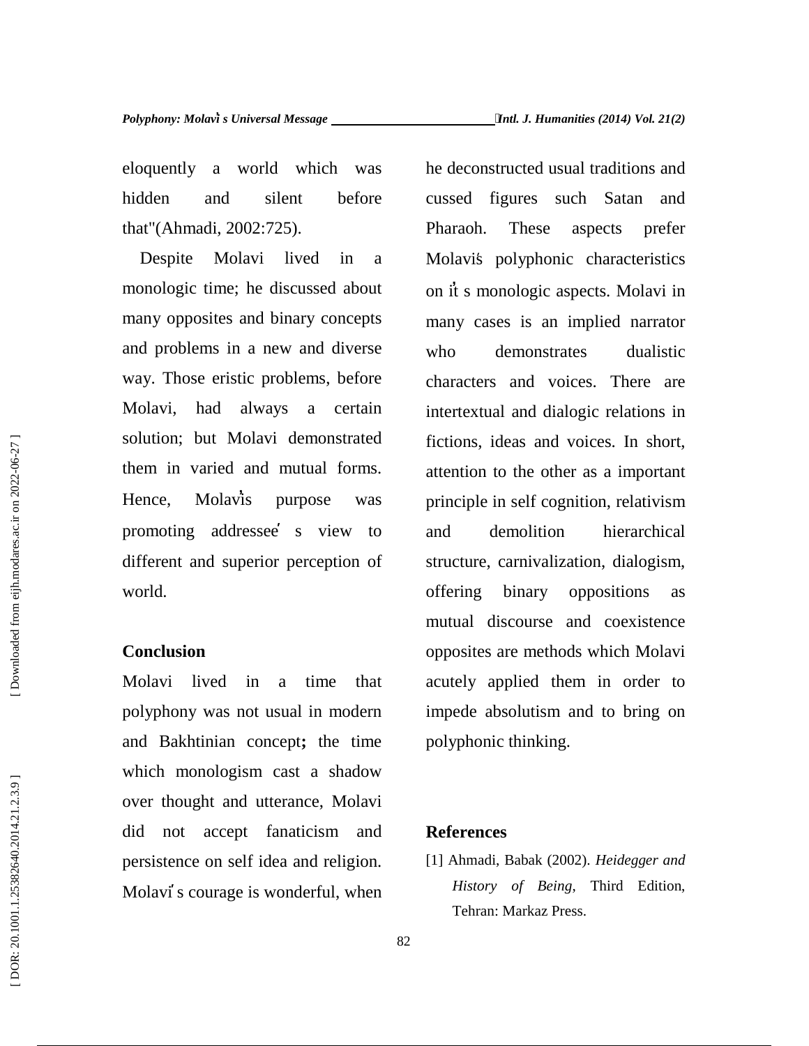eloquently a world which was hidden and silent before that"(Ahmadi, 2002:725).

Despite Molavi lived in a monologic time; he discussed about many opposites and binary concepts and problems in a new and diverse way. Those eristic problems, before Molavi, had always a certain solution; but Molavi demonstrated them in varied and mutual forms. Hence, Molavi̓s purpose was promoting addressee ̓ s view to different and superior perception of world.

**Conclusion**

Molavi lived in a time that polyphony was not usual in modern and Bakhtinian concept**;** the time which monologism cast a shadow over thought and utterance, Molavi did not accept fanaticism and persistence on self idea and religion. Molavi ̓s courage is wonderful, when he deconstructed usual traditions and cussed figures such Satan and Pharaoh. These aspects prefer Molavi̒s polyphonic characteristics on it̓ s monologic aspects. Molavi in many cases is an implied narrator who demonstrates dualistic characters and voices. There are intertextual and dialogic relations in fictions, ideas and voices. In short, attention to the other as a important principle in self cognition, relativism and demolition hierarchical structure, carnivalization, dialogism, offering binary oppositions as mutual discourse and coexistence opposites are methods which Molavi acutely applied them in order to impede absolutism and to bring on polyphonic thinking.

**References**

[1] Ahmadi, Babak (2002). *Heidegger and History of Being*, Third Edition, Tehran: Markaz Press.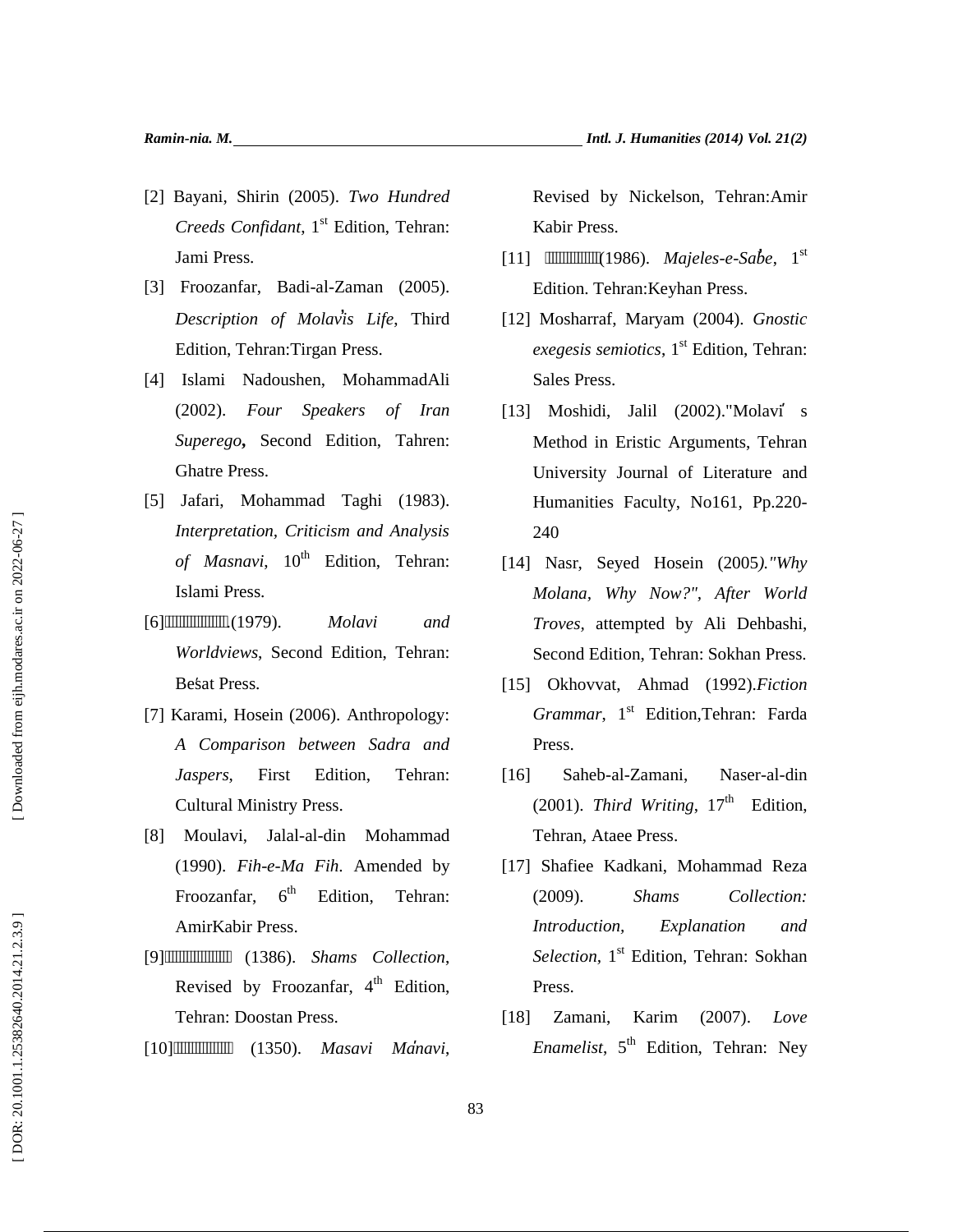[2] Bayani, Shirin (2005). *Two Hundred Creeds Confidant*, 1st Edition, Tehran: Jami Press.

[3] Froozanfar, Badi-al-Zaman (2005). *Description of Molavi's Life*, Third Edition, Tehran:Tirgan Press.

[4] Islami Nadoushen, MohammadAli (2002). *Four Speakers of Iran Superego*, Second Edition, Tahren: Ghatre Press.

[5] Jafari, Mohammad Taghi (1983). *Interpretation, Criticism and Analysis of Masnavi*, 10th Edition, Tehran: Islami Press.

[6]▯▯▯▯▯▯▯▯▯▯▯▯.(1979). *Molavi and Worldviews*, Second Edition, Tehran: Beśat Press.

[7] Karami, Hosein (2006). Anthropology: *A Comparison between Sadra and Jaspers*, First Edition, Tehran: Cultural Ministry Press.

[8] Moulavi, Jalal-al-din Mohammad (1990). *Fih-e-Ma Fih*. Amended by Froozanfar, 6th Edition, Tehran: AmirKabir Press.

[9]▯▯▯▯▯▯▯▯▯▯▯▯ (1386). *Shams Collection*, Revised by Froozanfar, 4th Edition, Tehran: Doostan Press.

[10]▯▯▯▯▯▯▯▯▯▯▯ (1350). *Masavi Ma'navi*, Revised by Nickelson, Tehran:Amir Kabir Press.

[11] ▯▯▯▯▯▯▯▯▯▯(1986). *Majeles-e-Sabe*, 1st Edition. Tehran:Keyhan Press.

[12] Mosharraf, Maryam (2004). *Gnostic exegesis semiotics*, 1st Edition, Tehran: Sales Press.

[13] Moshidi, Jalil (2002)."Molavi' s Method in Eristic Arguments, Tehran University Journal of Literature and Humanities Faculty, No161, Pp.220-240

[14] Nasr, Seyed Hosein (2005*)."Why Molana, Why Now?", After World Troves*, attempted by Ali Dehbashi, Second Edition, Tehran: Sokhan Press.

[15] Okhovvat, Ahmad (1992).*Fiction Grammar*, 1st Edition,Tehran: Farda Press.

[16] Saheb-al-Zamani, Naser-al-din (2001). *Third Writing*, 17th Edition, Tehran, Ataee Press.

[17] Shafiee Kadkani, Mohammad Reza (2009). *Shams Collection: Introduction, Explanation and Selection*, 1st Edition, Tehran: Sokhan Press.

[18] Zamani, Karim (2007). *Love Enamelist*, 5th Edition, Tehran: Ney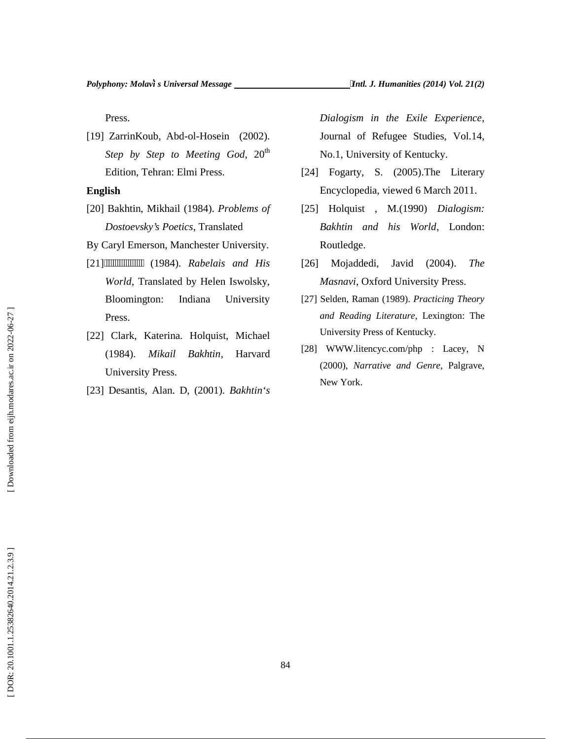Press.

[19] ZarrinKoub, Abd-ol-Hosein (2002). *Step by Step to Meeting God*, 20th Edition, Tehran: Elmi Press.

**English**

[20] Bakhtin, Mikhail (1984). *Problems of Dostoevsky's Poetics*, Translated By Caryl Emerson, Manchester University.

[21] (1984). *Rabelais and His World*, Translated by Helen Iswolsky, Bloomington: Indiana University Press.

[22] Clark, Katerina. Holquist, Michael (1984). *Mikail Bakhtin*, Harvard University Press.

[23] Desantis, Alan. D, (2001). *Bakhtin's Dialogism in the Exile Experience*, Journal of Refugee Studies, Vol.14, No.1, University of Kentucky.

[24] Fogarty, S. (2005).The Literary Encyclopedia, viewed 6 March 2011.

[25] Holquist , M.(1990) *Dialogism: Bakhtin and his World*, London: Routledge.

[26] Mojaddedi, Javid (2004). *The Masnavi*, Oxford University Press.

[27] Selden, Raman (1989). *Practicing Theory and Reading Literature*, Lexington: The University Press of Kentucky.

[28] WWW.litencyc.com/php : Lacey, N (2000), *Narrative and Genre*, Palgrave, New York.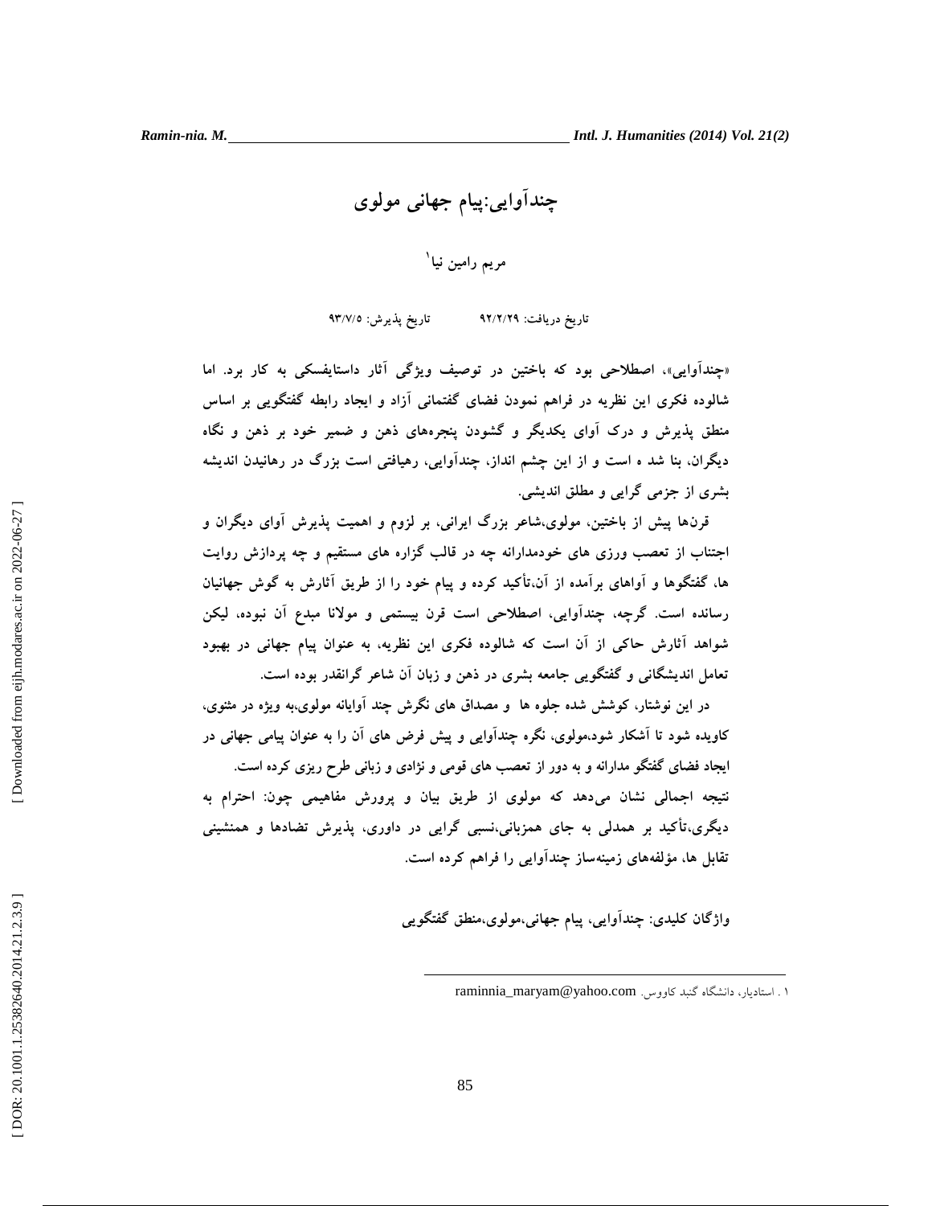# چندآوایی:پیام جهانی مولوی

مریم رامین نیا[1]

تاریخ دریافت: ۹۲/۲/۲۹ تاریخ پذیرش: ۹۳/۷/۵

«چندآوایی»، اصطلاحی بود که باختین در توصیف ویژگی آثار داستایفسکی به کار برد. اما شالوده فکری این نظریه در فراهم نمودن فضای گفتمانی آزاد و ایجاد رابطه گفتگویی بر اساس منطق پذیرش و درک آوای یکدیگر و گشودن پنجره‌های ذهن و ضمیر خود بر ذهن و نگاه دیگران، بنا شده است و از این چشم انداز، چندآوایی، رهیافتی است بزرگ در رهانیدن اندیشه بشری از جزمی گرایی و مطلق اندیشی.

قرن‌ها پیش از باختین، مولوی،شاعر بزرگ ایرانی، بر لزوم و اهمیت پذیرش آوای دیگران و اجتناب از تعصب ورزی های خودمدارانه چه در قالب گزاره های مستقیم و چه پردازش روایت ها، گفتگوها و آواهای برآمده از آن،تأکید کرده و پیام خود را از طریق آثارش به گوش جهانیان رسانده است. گرچه، چندآوایی، اصطلاحی است قرن بیستمی و مولانا مبدع آن نبوده، لیکن شواهد آثارش حاکی از آن است که شالوده فکری این نظریه، به عنوان پیام جهانی در بهبود تعامل اندیشگانی و گفتگویی جامعه بشری در ذهن و زبان آن شاعر گرانقدر بوده است.

در این نوشتار، کوشش شده جلوه ها و مصداق های نگرش چند آوایانه مولوی،به ویژه در مثنوی، کاویده شود تا آشکار شود،مولوی، نگره چندآوایی و پیش فرض های آن را به عنوان پیامی جهانی در ایجاد فضای گفتگو مدارانه و به دور از تعصب های قومی و نژادی و زبانی طرح ریزی کرده است.

نتیجه اجمالی نشان می‌دهد که مولوی از طریق بیان و پرورش مفاهیمی چون: احترام به دیگری،تأکید بر همدلی به جای همزبانی،نسبی گرایی در داوری، پذیرش تضادها و همنشینی تقابل ها، مؤلفه‌های زمینه‌ساز چندآوایی را فراهم کرده است.

**واژگان کلیدی:** چندآوایی، پیام جهانی،مولوی،منطق گفتگویی

---

[1] . استادیار، دانشگاه گنبد کاووس. raminnia_maryam@yahoo.com